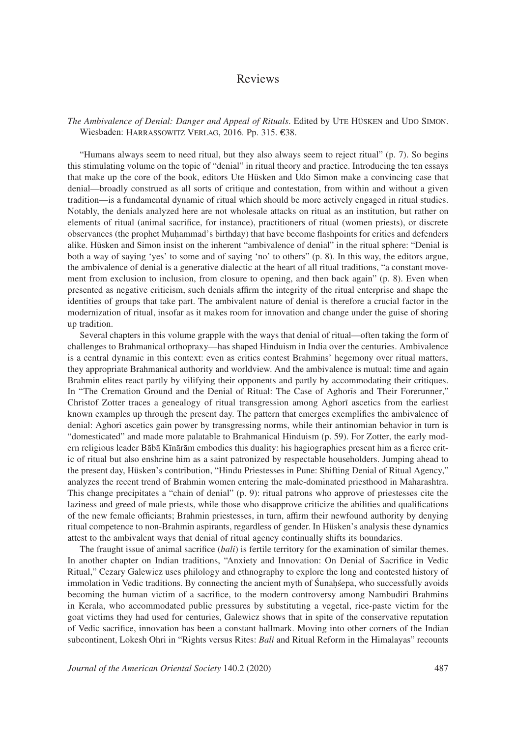# Reviews

*The Ambivalence of Denial: Danger and Appeal of Rituals*. Edited by Ute Hüsken and Udo Simon. Wiesbaden: Harrassowitz Verlag, 2016. Pp. 315. €38.

"Humans always seem to need ritual, but they also always seem to reject ritual" (p. 7). So begins this stimulating volume on the topic of "denial" in ritual theory and practice. Introducing the ten essays that make up the core of the book, editors Ute Hüsken and Udo Simon make a convincing case that denial—broadly construed as all sorts of critique and contestation, from within and without a given tradition—is a fundamental dynamic of ritual which should be more actively engaged in ritual studies. Notably, the denials analyzed here are not wholesale attacks on ritual as an institution, but rather on elements of ritual (animal sacrifice, for instance), practitioners of ritual (women priests), or discrete observances (the prophet Muḥammad's birthday) that have become flashpoints for critics and defenders alike. Hüsken and Simon insist on the inherent "ambivalence of denial" in the ritual sphere: "Denial is both a way of saying 'yes' to some and of saying 'no' to others" (p. 8). In this way, the editors argue, the ambivalence of denial is a generative dialectic at the heart of all ritual traditions, "a constant movement from exclusion to inclusion, from closure to opening, and then back again" (p. 8). Even when presented as negative criticism, such denials affirm the integrity of the ritual enterprise and shape the identities of groups that take part. The ambivalent nature of denial is therefore a crucial factor in the modernization of ritual, insofar as it makes room for innovation and change under the guise of shoring up tradition.

Several chapters in this volume grapple with the ways that denial of ritual—often taking the form of challenges to Brahmanical orthopraxy—has shaped Hinduism in India over the centuries. Ambivalence is a central dynamic in this context: even as critics contest Brahmins' hegemony over ritual matters, they appropriate Brahmanical authority and worldview. And the ambivalence is mutual: time and again Brahmin elites react partly by vilifying their opponents and partly by accommodating their critiques. In "The Cremation Ground and the Denial of Ritual: The Case of Aghorīs and Their Forerunner," Christof Zotter traces a genealogy of ritual transgression among Aghorī ascetics from the earliest known examples up through the present day. The pattern that emerges exemplifies the ambivalence of denial: Aghorī ascetics gain power by transgressing norms, while their antinomian behavior in turn is "domesticated" and made more palatable to Brahmanical Hinduism (p. 59). For Zotter, the early modern religious leader Bābā Kīnārām embodies this duality: his hagiographies present him as a fierce critic of ritual but also enshrine him as a saint patronized by respectable householders. Jumping ahead to the present day, Hüsken's contribution, "Hindu Priestesses in Pune: Shifting Denial of Ritual Agency," analyzes the recent trend of Brahmin women entering the male-dominated priesthood in Maharashtra. This change precipitates a "chain of denial" (p. 9): ritual patrons who approve of priestesses cite the laziness and greed of male priests, while those who disapprove criticize the abilities and qualifications of the new female officiants; Brahmin priestesses, in turn, affirm their newfound authority by denying ritual competence to non-Brahmin aspirants, regardless of gender. In Hüsken's analysis these dynamics attest to the ambivalent ways that denial of ritual agency continually shifts its boundaries.

The fraught issue of animal sacrifice (*bali*) is fertile territory for the examination of similar themes. In another chapter on Indian traditions, "Anxiety and Innovation: On Denial of Sacrifice in Vedic Ritual," Cezary Galewicz uses philology and ethnography to explore the long and contested history of immolation in Vedic traditions. By connecting the ancient myth of Śunaḥśepa, who successfully avoids becoming the human victim of a sacrifice, to the modern controversy among Nambudiri Brahmins in Kerala, who accommodated public pressures by substituting a vegetal, rice-paste victim for the goat victims they had used for centuries, Galewicz shows that in spite of the conservative reputation of Vedic sacrifice, innovation has been a constant hallmark. Moving into other corners of the Indian subcontinent, Lokesh Ohri in "Rights versus Rites: *Bali* and Ritual Reform in the Himalayas" recounts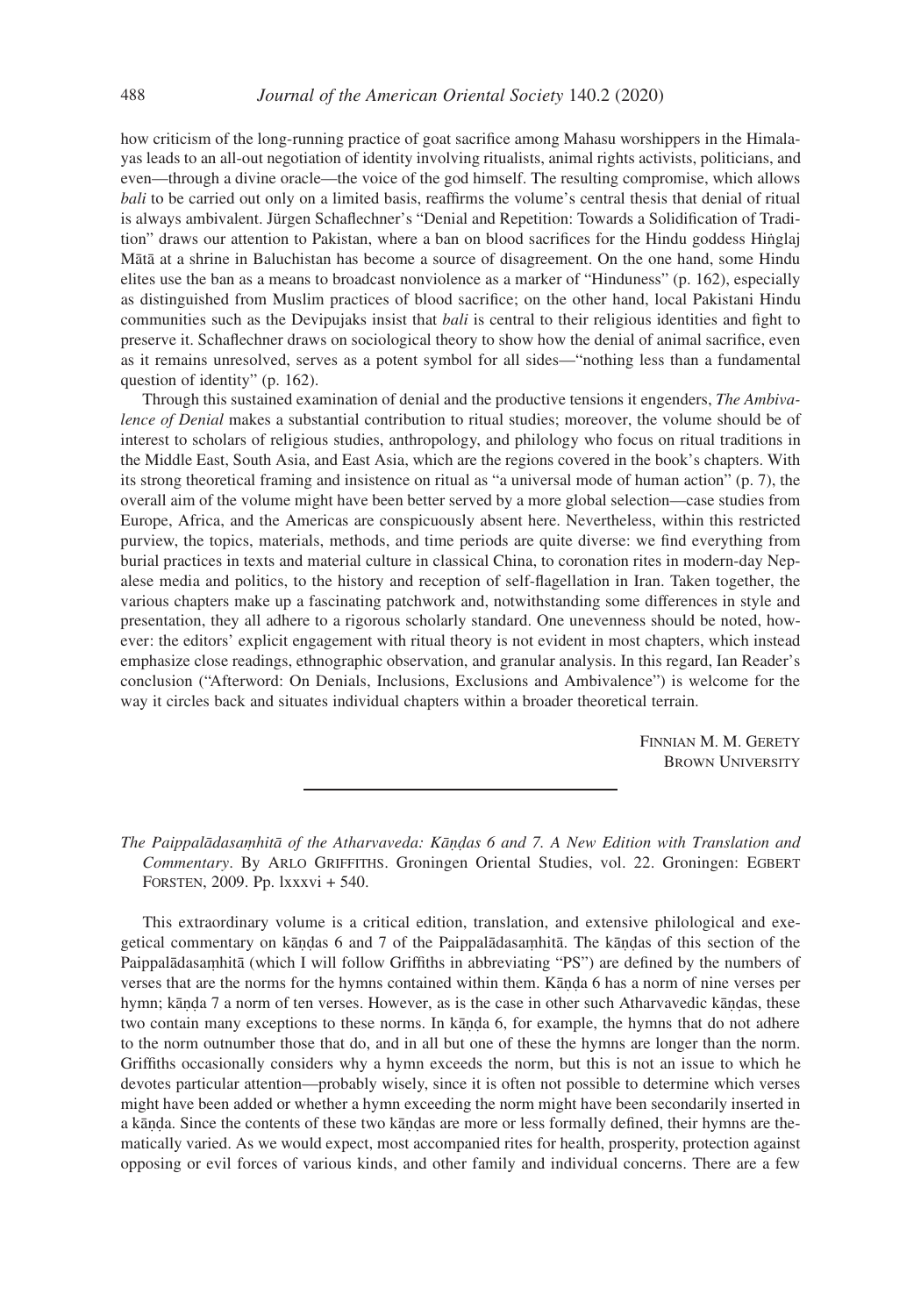how criticism of the long-running practice of goat sacrifice among Mahasu worshippers in the Himalayas leads to an all-out negotiation of identity involving ritualists, animal rights activists, politicians, and even—through a divine oracle—the voice of the god himself. The resulting compromise, which allows *bali* to be carried out only on a limited basis, reaffirms the volume's central thesis that denial of ritual is always ambivalent. Jürgen Schaflechner's "Denial and Repetition: Towards a Solidification of Tradition" draws our attention to Pakistan, where a ban on blood sacrifices for the Hindu goddess Hiṅglaj Mātā at a shrine in Baluchistan has become a source of disagreement. On the one hand, some Hindu elites use the ban as a means to broadcast nonviolence as a marker of "Hinduness" (p. 162), especially as distinguished from Muslim practices of blood sacrifice; on the other hand, local Pakistani Hindu communities such as the Devipujaks insist that *bali* is central to their religious identities and fight to preserve it. Schaflechner draws on sociological theory to show how the denial of animal sacrifice, even as it remains unresolved, serves as a potent symbol for all sides—"nothing less than a fundamental question of identity" (p. 162).

Through this sustained examination of denial and the productive tensions it engenders, *The Ambivalence of Denial* makes a substantial contribution to ritual studies; moreover, the volume should be of interest to scholars of religious studies, anthropology, and philology who focus on ritual traditions in the Middle East, South Asia, and East Asia, which are the regions covered in the book's chapters. With its strong theoretical framing and insistence on ritual as "a universal mode of human action" (p. 7), the overall aim of the volume might have been better served by a more global selection—case studies from Europe, Africa, and the Americas are conspicuously absent here. Nevertheless, within this restricted purview, the topics, materials, methods, and time periods are quite diverse: we find everything from burial practices in texts and material culture in classical China, to coronation rites in modern-day Nepalese media and politics, to the history and reception of self-flagellation in Iran. Taken together, the various chapters make up a fascinating patchwork and, notwithstanding some differences in style and presentation, they all adhere to a rigorous scholarly standard. One unevenness should be noted, however: the editors' explicit engagement with ritual theory is not evident in most chapters, which instead emphasize close readings, ethnographic observation, and granular analysis. In this regard, Ian Reader's conclusion ("Afterword: On Denials, Inclusions, Exclusions and Ambivalence") is welcome for the way it circles back and situates individual chapters within a broader theoretical terrain.

Finnian M. M. Gerety
Brown University

---

*The Paippalādasaṃhitā of the Atharvaveda: Kāṇḍas 6 and 7. A New Edition with Translation and Commentary*. By Arlo Griffiths. Groningen Oriental Studies, vol. 22. Groningen: Egbert Forsten, 2009. Pp. lxxxvi + 540.

This extraordinary volume is a critical edition, translation, and extensive philological and exegetical commentary on kāṇḍas 6 and 7 of the Paippalādasaṃhitā. The kāṇḍas of this section of the Paippalādasaṃhitā (which I will follow Griffiths in abbreviating "PS") are defined by the numbers of verses that are the norms for the hymns contained within them. Kāṇḍa 6 has a norm of nine verses per hymn; kāṇḍa 7 a norm of ten verses. However, as is the case in other such Atharvavedic kāṇḍas, these two contain many exceptions to these norms. In kāṇḍa 6, for example, the hymns that do not adhere to the norm outnumber those that do, and in all but one of these the hymns are longer than the norm. Griffiths occasionally considers why a hymn exceeds the norm, but this is not an issue to which he devotes particular attention—probably wisely, since it is often not possible to determine which verses might have been added or whether a hymn exceeding the norm might have been secondarily inserted in a kāṇḍa. Since the contents of these two kāṇḍas are more or less formally defined, their hymns are thematically varied. As we would expect, most accompanied rites for health, prosperity, protection against opposing or evil forces of various kinds, and other family and individual concerns. There are a few